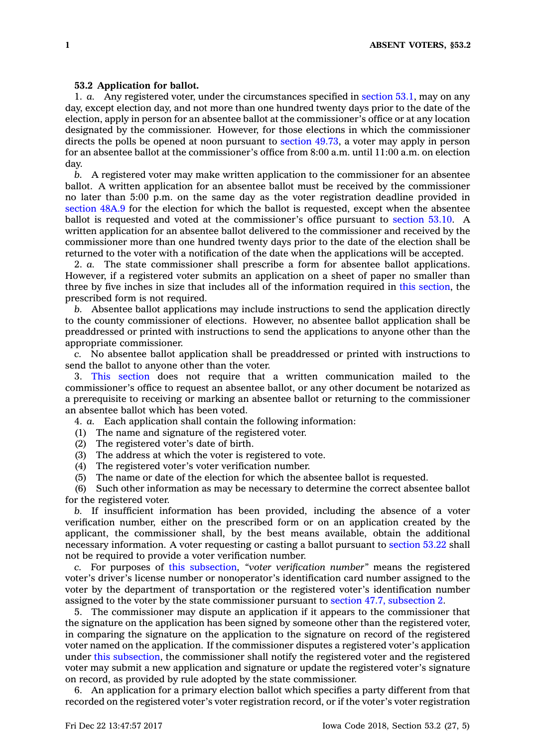**53.2 Application for ballot.**

1. *a.* Any registered voter, under the circumstances specified in section 53.1, may on any day, except election day, and not more than one hundred twenty days prior to the date of the election, apply in person for an absentee ballot at the commissioner's office or at any location designated by the commissioner. However, for those elections in which the commissioner directs the polls be opened at noon pursuant to section 49.73, a voter may apply in person for an absentee ballot at the commissioner's office from 8:00 a.m. until 11:00 a.m. on election day.

*b.* A registered voter may make written application to the commissioner for an absentee ballot. A written application for an absentee ballot must be received by the commissioner no later than 5:00 p.m. on the same day as the voter registration deadline provided in section 48A.9 for the election for which the ballot is requested, except when the absentee ballot is requested and voted at the commissioner's office pursuant to section 53.10. A written application for an absentee ballot delivered to the commissioner and received by the commissioner more than one hundred twenty days prior to the date of the election shall be returned to the voter with a notification of the date when the applications will be accepted.

2. *a.* The state commissioner shall prescribe a form for absentee ballot applications. However, if a registered voter submits an application on a sheet of paper no smaller than three by five inches in size that includes all of the information required in this section, the prescribed form is not required.

*b.* Absentee ballot applications may include instructions to send the application directly to the county commissioner of elections. However, no absentee ballot application shall be preaddressed or printed with instructions to send the applications to anyone other than the appropriate commissioner.

*c.* No absentee ballot application shall be preaddressed or printed with instructions to send the ballot to anyone other than the voter.

3. This section does not require that a written communication mailed to the commissioner's office to request an absentee ballot, or any other document be notarized as a prerequisite to receiving or marking an absentee ballot or returning to the commissioner an absentee ballot which has been voted.

4. *a.* Each application shall contain the following information:

(1) The name and signature of the registered voter.

(2) The registered voter's date of birth.

(3) The address at which the voter is registered to vote.

(4) The registered voter's voter verification number.

(5) The name or date of the election for which the absentee ballot is requested.

(6) Such other information as may be necessary to determine the correct absentee ballot for the registered voter.

*b.* If insufficient information has been provided, including the absence of a voter verification number, either on the prescribed form or on an application created by the applicant, the commissioner shall, by the best means available, obtain the additional necessary information. A voter requesting or casting a ballot pursuant to section 53.22 shall not be required to provide a voter verification number.

*c.* For purposes of this subsection, *"voter verification number"* means the registered voter's driver's license number or nonoperator's identification card number assigned to the voter by the department of transportation or the registered voter's identification number assigned to the voter by the state commissioner pursuant to section 47.7, subsection 2.

5. The commissioner may dispute an application if it appears to the commissioner that the signature on the application has been signed by someone other than the registered voter, in comparing the signature on the application to the signature on record of the registered voter named on the application. If the commissioner disputes a registered voter's application under this subsection, the commissioner shall notify the registered voter and the registered voter may submit a new application and signature or update the registered voter's signature on record, as provided by rule adopted by the state commissioner.

6. An application for a primary election ballot which specifies a party different from that recorded on the registered voter's voter registration record, or if the voter's voter registration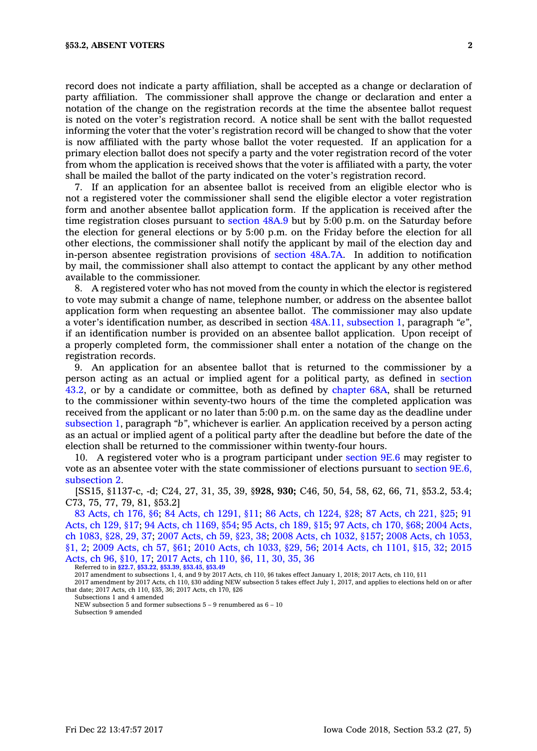record does not indicate a party affiliation, shall be accepted as a change or declaration of party affiliation. The commissioner shall approve the change or declaration and enter a notation of the change on the registration records at the time the absentee ballot request is noted on the voter's registration record. A notice shall be sent with the ballot requested informing the voter that the voter's registration record will be changed to show that the voter is now affiliated with the party whose ballot the voter requested. If an application for a primary election ballot does not specify a party and the voter registration record of the voter from whom the application is received shows that the voter is affiliated with a party, the voter shall be mailed the ballot of the party indicated on the voter's registration record.

7. If an application for an absentee ballot is received from an eligible elector who is not a registered voter the commissioner shall send the eligible elector a voter registration form and another absentee ballot application form. If the application is received after the time registration closes pursuant to section 48A.9 but by 5:00 p.m. on the Saturday before the election for general elections or by 5:00 p.m. on the Friday before the election for all other elections, the commissioner shall notify the applicant by mail of the election day and in-person absentee registration provisions of section 48A.7A. In addition to notification by mail, the commissioner shall also attempt to contact the applicant by any other method available to the commissioner.

8. A registered voter who has not moved from the county in which the elector is registered to vote may submit a change of name, telephone number, or address on the absentee ballot application form when requesting an absentee ballot. The commissioner may also update a voter's identification number, as described in section 48A.11, subsection 1, paragraph *"e"*, if an identification number is provided on an absentee ballot application. Upon receipt of a properly completed form, the commissioner shall enter a notation of the change on the registration records.

9. An application for an absentee ballot that is returned to the commissioner by a person acting as an actual or implied agent for a political party, as defined in section 43.2, or by a candidate or committee, both as defined by chapter 68A, shall be returned to the commissioner within seventy-two hours of the time the completed application was received from the applicant or no later than 5:00 p.m. on the same day as the deadline under subsection 1, paragraph *"b"*, whichever is earlier. An application received by a person acting as an actual or implied agent of a political party after the deadline but before the date of the election shall be returned to the commissioner within twenty-four hours.

10. A registered voter who is a program participant under section 9E.6 may register to vote as an absentee voter with the state commissioner of elections pursuant to section 9E.6, subsection 2.

[SS15, §1137-c, -d; C24, 27, 31, 35, 39, §**928, 930;** C46, 50, 54, 58, 62, 66, 71, §53.2, 53.4; C73, 75, 77, 79, 81, §53.2]

83 Acts, ch 176, §6; 84 Acts, ch 1291, §11; 86 Acts, ch 1224, §28; 87 Acts, ch 221, §25; 91 Acts, ch 129, §17; 94 Acts, ch 1169, §54; 95 Acts, ch 189, §15; 97 Acts, ch 170, §68; 2004 Acts, ch 1083, §28, 29, 37; 2007 Acts, ch 59, §23, 38; 2008 Acts, ch 1032, §157; 2008 Acts, ch 1053, §1, 2; 2009 Acts, ch 57, §61; 2010 Acts, ch 1033, §29, 56; 2014 Acts, ch 1101, §15, 32; 2015 Acts, ch 96, §10, 17; 2017 Acts, ch 110, §6, 11, 30, 35, 36

Referred to in **§22.7**, **§53.22**, **§53.39**, **§53.45**, **§53.49**

2017 amendment to subsections 1, 4, and 9 by 2017 Acts, ch 110, §6 takes effect January 1, 2018; 2017 Acts, ch 110, §11

2017 amendment by 2017 Acts, ch 110, §30 adding NEW subsection 5 takes effect July 1, 2017, and applies to elections held on or after that date; 2017 Acts, ch 110, §35, 36; 2017 Acts, ch 170, §26

Subsections 1 and 4 amended

NEW subsection 5 and former subsections 5 – 9 renumbered as 6 – 10

Subsection 9 amended